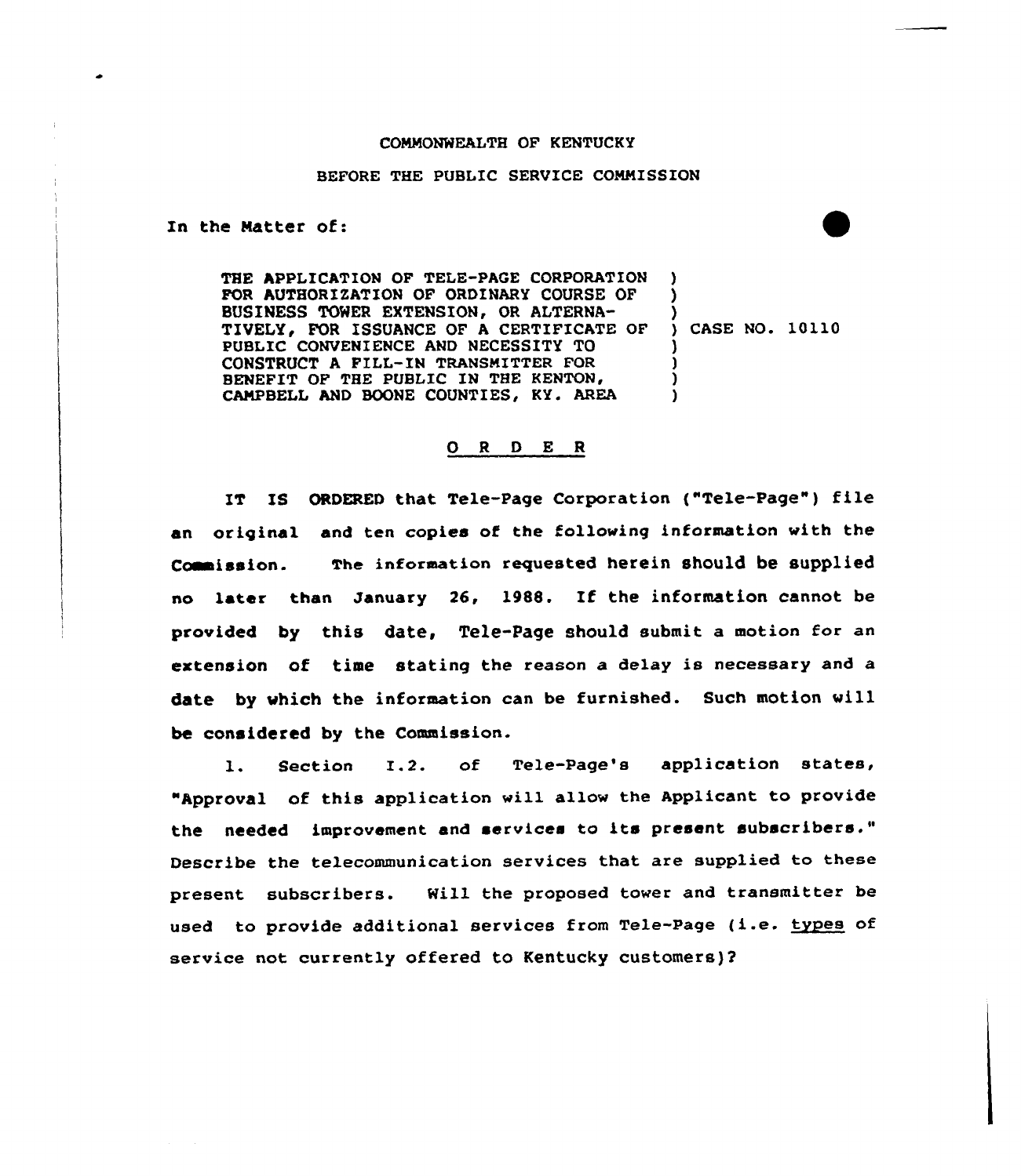COMMONWEALTH OF KENTUCKY

BEFORE THE PUBLIC SERVICE COMMISSION

In the Matter of:

| | |
|---|---|
| THE APPLICATION OF TELE-PAGE CORPORATION FOR AUTHORIZATION OF ORDINARY COURSE OF BUSINESS TOWER EXTENSION, OR ALTERNATIVELY, FOR ISSUANCE OF A CERTIFICATE OF PUBLIC CONVENIENCE AND NECESSITY TO CONSTRUCT A FILL-IN TRANSMITTER FOR BENEFIT OF THE PUBLIC IN THE KENTON, CAMPBELL AND BOONE COUNTIES, KY. AREA | ) CASE NO. 10110 |

## O R D E R

IT IS ORDERED that Tele-Page Corporation ("Tele-Page") file an original and ten copies of the following information with the Commission. The information requested herein should be supplied no later than January 26, 1988. If the information cannot be provided by this date, Tele-Page should submit a motion for an extension of time stating the reason a delay is necessary and a date by which the information can be furnished. Such motion will be considered by the Commission.

1. Section I.2. of Tele-Page's application states, "Approval of this application will allow the Applicant to provide the needed improvement and services to its present subscribers." Describe the telecommunication services that are supplied to these present subscribers. Will the proposed tower and transmitter be used to provide additional services from Tele-Page (i.e. types of service not currently offered to Kentucky customers)?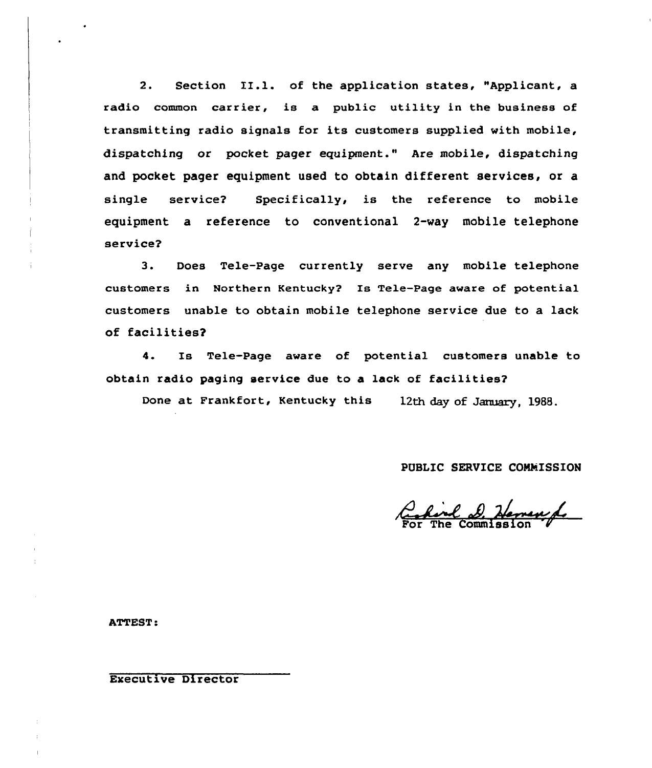2. Section II.1. of the application states, "Applicant, a radio common carrier, is a public utility in the business of transmitting radio signals for its customers supplied with mobile, dispatching or pocket pager equipment." Are mobile, dispatching and pocket pager equipment used to obtain different services, or a single service? Specifically, is the reference to mobile equipment a reference to conventional 2-way mobile telephone service?

3. Does Tele-Page currently serve any mobile telephone customers in Northern Kentucky? Is Tele-Page aware of potential customers unable to obtain mobile telephone service due to a lack of facilities?

4. Is Tele-Page aware of potential customers unable to obtain radio paging service due to a lack of facilities?

Done at Frankfort, Kentucky this 12th day of January, 1988.

PUBLIC SERVICE COMMISSION

For The Commission

ATTEST:

Executive Director